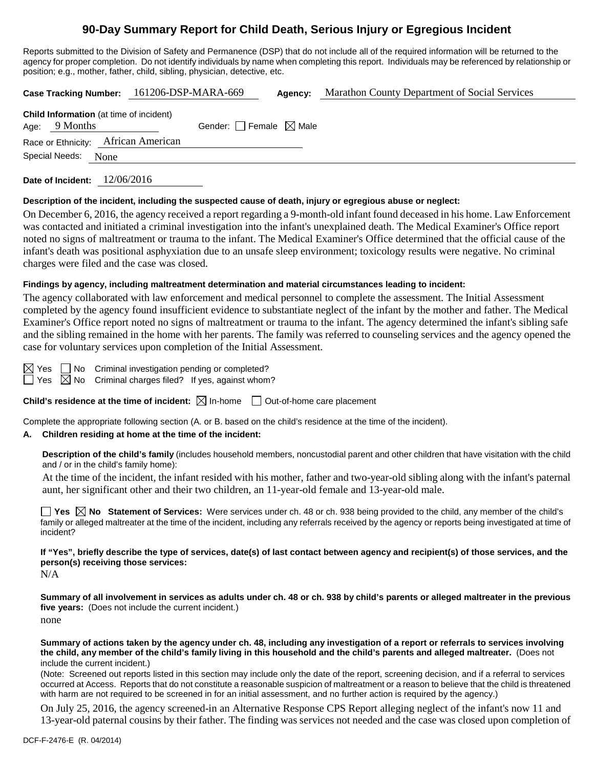# 90-Day Summary Report for Child Death, Serious Injury or Egregious Incident

Reports submitted to the Division of Safety and Permanence (DSP) that do not include all of the required information will be returned to the agency for proper completion. Do not identify individuals by name when completing this report. Individuals may be referenced by relationship or position; e.g., mother, father, child, sibling, physician, detective, etc.

**Case Tracking Number:** 161206-DSP-MARA-669 **Agency:** Marathon County Department of Social Services

**Child Information** (at time of incident)
Age: 9 Months Gender: ☐ Female ☒ Male
Race or Ethnicity: African American
Special Needs: None

**Date of Incident:** 12/06/2016

**Description of the incident, including the suspected cause of death, injury or egregious abuse or neglect:**

On December 6, 2016, the agency received a report regarding a 9-month-old infant found deceased in his home. Law Enforcement was contacted and initiated a criminal investigation into the infant's unexplained death. The Medical Examiner's Office report noted no signs of maltreatment or trauma to the infant. The Medical Examiner's Office determined that the official cause of the infant's death was positional asphyxiation due to an unsafe sleep environment; toxicology results were negative. No criminal charges were filed and the case was closed.

**Findings by agency, including maltreatment determination and material circumstances leading to incident:**

The agency collaborated with law enforcement and medical personnel to complete the assessment. The Initial Assessment completed by the agency found insufficient evidence to substantiate neglect of the infant by the mother and father. The Medical Examiner's Office report noted no signs of maltreatment or trauma to the infant. The agency determined the infant's sibling safe and the sibling remained in the home with her parents. The family was referred to counseling services and the agency opened the case for voluntary services upon completion of the Initial Assessment.

☒ Yes ☐ No Criminal investigation pending or completed?
☐ Yes ☒ No Criminal charges filed? If yes, against whom?

**Child's residence at the time of incident:** ☒ In-home ☐ Out-of-home care placement

Complete the appropriate following section (A. or B. based on the child's residence at the time of the incident).

**A. Children residing at home at the time of the incident:**

**Description of the child's family** (includes household members, noncustodial parent and other children that have visitation with the child and / or in the child's family home):

At the time of the incident, the infant resided with his mother, father and two-year-old sibling along with the infant's paternal aunt, her significant other and their two children, an 11-year-old female and 13-year-old male.

☐ **Yes** ☒ **No Statement of Services:** Were services under ch. 48 or ch. 938 being provided to the child, any member of the child's family or alleged maltreater at the time of the incident, including any referrals received by the agency or reports being investigated at time of incident?

**If "Yes", briefly describe the type of services, date(s) of last contact between agency and recipient(s) of those services, and the person(s) receiving those services:**

N/A

**Summary of all involvement in services as adults under ch. 48 or ch. 938 by child's parents or alleged maltreater in the previous five years:** (Does not include the current incident.)

none

**Summary of actions taken by the agency under ch. 48, including any investigation of a report or referrals to services involving the child, any member of the child's family living in this household and the child's parents and alleged maltreater.** (Does not include the current incident.)

(Note: Screened out reports listed in this section may include only the date of the report, screening decision, and if a referral to services occurred at Access. Reports that do not constitute a reasonable suspicion of maltreatment or a reason to believe that the child is threatened with harm are not required to be screened in for an initial assessment, and no further action is required by the agency.)

On July 25, 2016, the agency screened-in an Alternative Response CPS Report alleging neglect of the infant's now 11 and 13-year-old paternal cousins by their father. The finding was services not needed and the case was closed upon completion of

DCF-F-2476-E (R. 04/2014)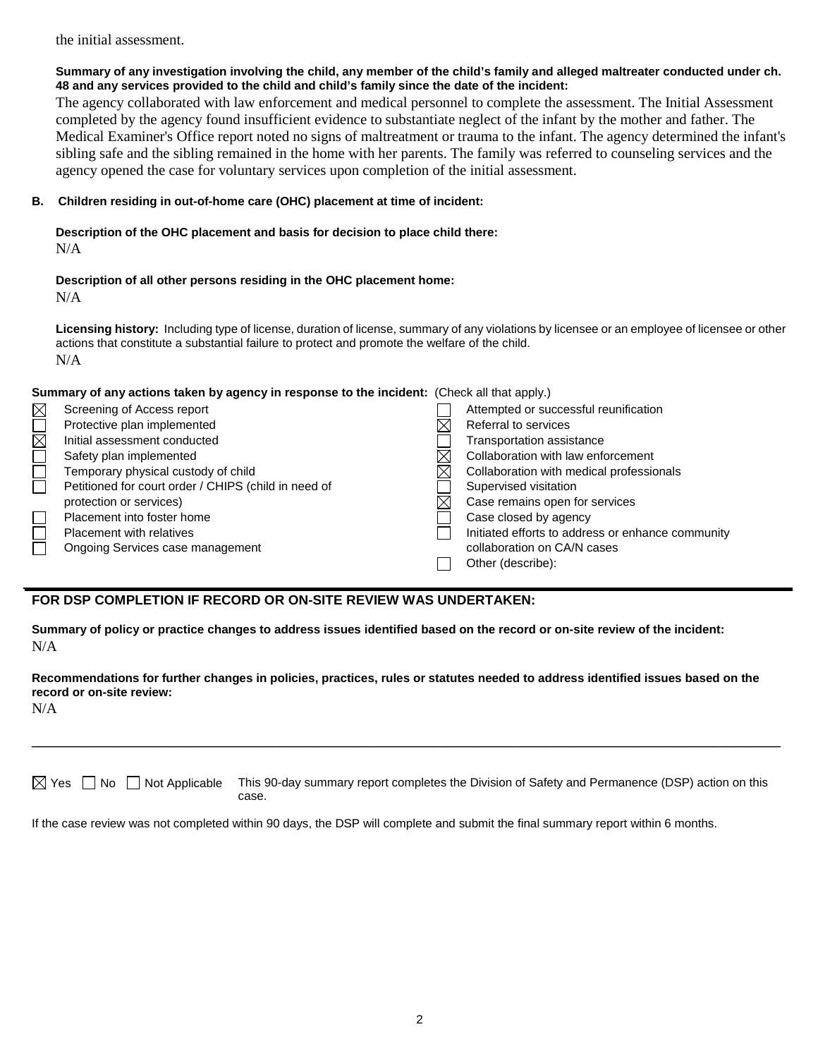the initial assessment.

**Summary of any investigation involving the child, any member of the child's family and alleged maltreater conducted under ch. 48 and any services provided to the child and child's family since the date of the incident:**

The agency collaborated with law enforcement and medical personnel to complete the assessment. The Initial Assessment completed by the agency found insufficient evidence to substantiate neglect of the infant by the mother and father. The Medical Examiner's Office report noted no signs of maltreatment or trauma to the infant. The agency determined the infant's sibling safe and the sibling remained in the home with her parents. The family was referred to counseling services and the agency opened the case for voluntary services upon completion of the initial assessment.

**B. Children residing in out-of-home care (OHC) placement at time of incident:**

**Description of the OHC placement and basis for decision to place child there:**
N/A

**Description of all other persons residing in the OHC placement home:**
N/A

**Licensing history:** Including type of license, duration of license, summary of any violations by licensee or an employee of licensee or other actions that constitute a substantial failure to protect and promote the welfare of the child.
N/A

**Summary of any actions taken by agency in response to the incident:** (Check all that apply.)

- [x] Screening of Access report
- [ ] Protective plan implemented
- [x] Initial assessment conducted
- [ ] Safety plan implemented
- [ ] Temporary physical custody of child
- [ ] Petitioned for court order / CHIPS (child in need of protection or services)
- [ ] Placement into foster home
- [ ] Placement with relatives
- [ ] Ongoing Services case management
- [ ] Attempted or successful reunification
- [x] Referral to services
- [ ] Transportation assistance
- [x] Collaboration with law enforcement
- [x] Collaboration with medical professionals
- [ ] Supervised visitation
- [x] Case remains open for services
- [ ] Case closed by agency
- [ ] Initiated efforts to address or enhance community collaboration on CA/N cases
- [ ] Other (describe):

## FOR DSP COMPLETION IF RECORD OR ON-SITE REVIEW WAS UNDERTAKEN:

**Summary of policy or practice changes to address issues identified based on the record or on-site review of the incident:**
N/A

**Recommendations for further changes in policies, practices, rules or statutes needed to address identified issues based on the record or on-site review:**
N/A

---

[x] Yes [ ] No [ ] Not Applicable — This 90-day summary report completes the Division of Safety and Permanence (DSP) action on this case.

If the case review was not completed within 90 days, the DSP will complete and submit the final summary report within 6 months.